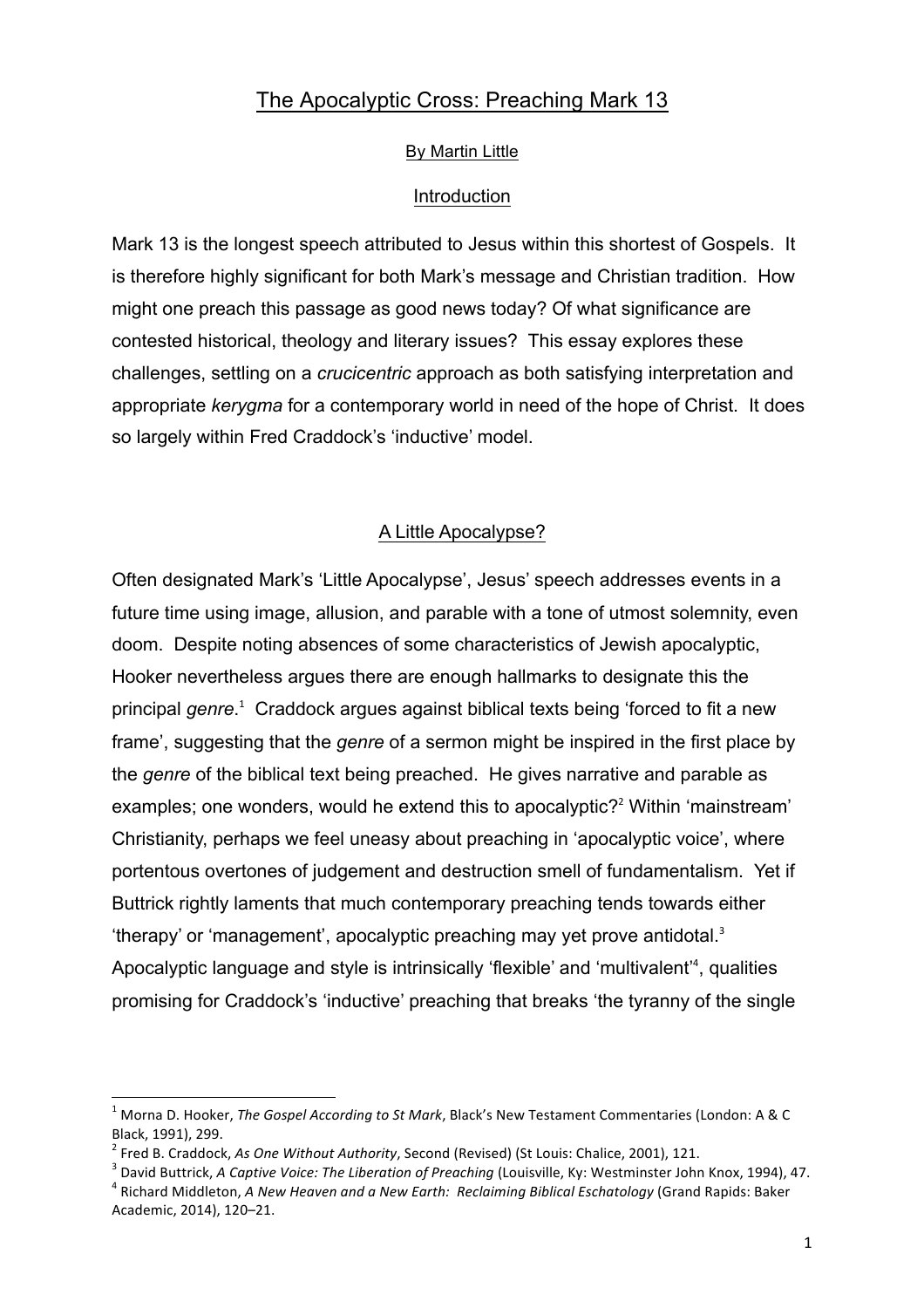# The Apocalyptic Cross: Preaching Mark 13

By Martin Little

## Introduction

Mark 13 is the longest speech attributed to Jesus within this shortest of Gospels. It is therefore highly significant for both Mark's message and Christian tradition. How might one preach this passage as good news today? Of what significance are contested historical, theology and literary issues? This essay explores these challenges, settling on a *crucicentric* approach as both satisfying interpretation and appropriate *kerygma* for a contemporary world in need of the hope of Christ. It does so largely within Fred Craddock's 'inductive' model.

## A Little Apocalypse?

Often designated Mark's 'Little Apocalypse', Jesus' speech addresses events in a future time using image, allusion, and parable with a tone of utmost solemnity, even doom. Despite noting absences of some characteristics of Jewish apocalyptic, Hooker nevertheless argues there are enough hallmarks to designate this the principal *genre*.[1] Craddock argues against biblical texts being 'forced to fit a new frame', suggesting that the *genre* of a sermon might be inspired in the first place by the *genre* of the biblical text being preached. He gives narrative and parable as examples; one wonders, would he extend this to apocalyptic?[2] Within 'mainstream' Christianity, perhaps we feel uneasy about preaching in 'apocalyptic voice', where portentous overtones of judgement and destruction smell of fundamentalism. Yet if Buttrick rightly laments that much contemporary preaching tends towards either 'therapy' or 'management', apocalyptic preaching may yet prove antidotal.[3] Apocalyptic language and style is intrinsically 'flexible' and 'multivalent'[4], qualities promising for Craddock's 'inductive' preaching that breaks 'the tyranny of the single

---

[1] Morna D. Hooker, *The Gospel According to St Mark*, Black's New Testament Commentaries (London: A & C Black, 1991), 299.

[2] Fred B. Craddock, *As One Without Authority*, Second (Revised) (St Louis: Chalice, 2001), 121.

[3] David Buttrick, *A Captive Voice: The Liberation of Preaching* (Louisville, Ky: Westminster John Knox, 1994), 47.

[4] Richard Middleton, *A New Heaven and a New Earth: Reclaiming Biblical Eschatology* (Grand Rapids: Baker Academic, 2014), 120–21.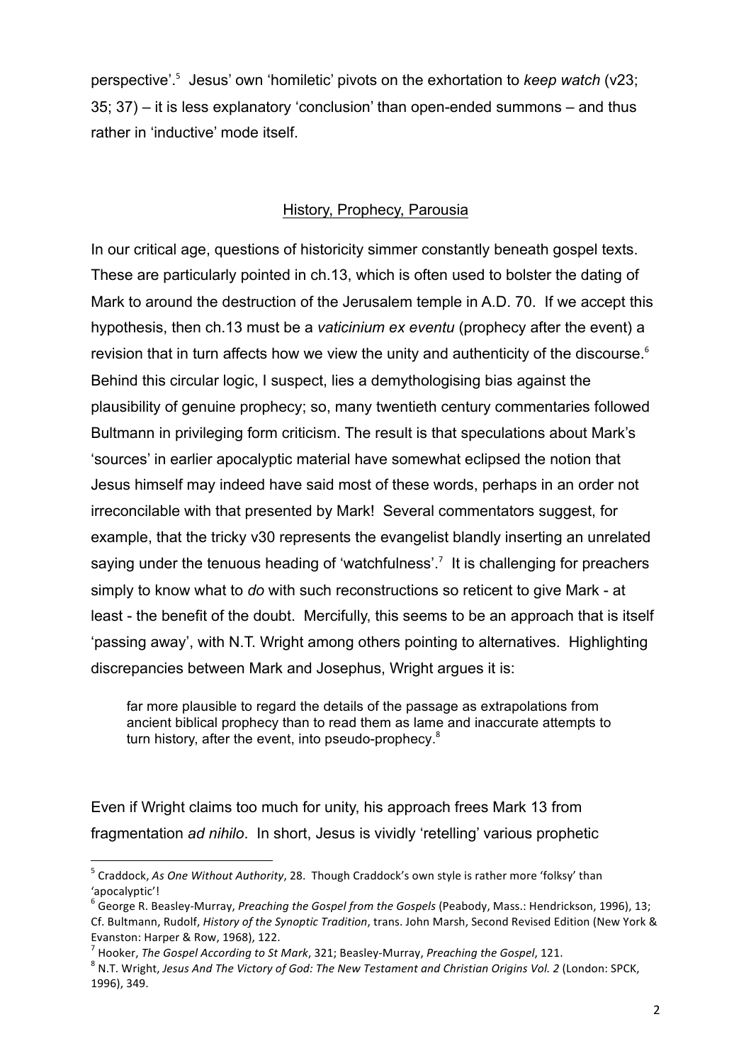perspective'.[5] Jesus' own 'homiletic' pivots on the exhortation to *keep watch* (v23; 35; 37) – it is less explanatory 'conclusion' than open-ended summons – and thus rather in 'inductive' mode itself.

## History, Prophecy, Parousia

In our critical age, questions of historicity simmer constantly beneath gospel texts. These are particularly pointed in ch.13, which is often used to bolster the dating of Mark to around the destruction of the Jerusalem temple in A.D. 70. If we accept this hypothesis, then ch.13 must be a *vaticinium ex eventu* (prophecy after the event) a revision that in turn affects how we view the unity and authenticity of the discourse.[6] Behind this circular logic, I suspect, lies a demythologising bias against the plausibility of genuine prophecy; so, many twentieth century commentaries followed Bultmann in privileging form criticism. The result is that speculations about Mark's 'sources' in earlier apocalyptic material have somewhat eclipsed the notion that Jesus himself may indeed have said most of these words, perhaps in an order not irreconcilable with that presented by Mark! Several commentators suggest, for example, that the tricky v30 represents the evangelist blandly inserting an unrelated saying under the tenuous heading of 'watchfulness'.[7] It is challenging for preachers simply to know what to *do* with such reconstructions so reticent to give Mark - at least - the benefit of the doubt. Mercifully, this seems to be an approach that is itself 'passing away', with N.T. Wright among others pointing to alternatives. Highlighting discrepancies between Mark and Josephus, Wright argues it is:

> far more plausible to regard the details of the passage as extrapolations from ancient biblical prophecy than to read them as lame and inaccurate attempts to turn history, after the event, into pseudo-prophecy.[8]

Even if Wright claims too much for unity, his approach frees Mark 13 from fragmentation *ad nihilo*. In short, Jesus is vividly 'retelling' various prophetic

---

[5] Craddock, *As One Without Authority*, 28. Though Craddock's own style is rather more 'folksy' than 'apocalyptic'!

[6] George R. Beasley-Murray, *Preaching the Gospel from the Gospels* (Peabody, Mass.: Hendrickson, 1996), 13; Cf. Bultmann, Rudolf, *History of the Synoptic Tradition*, trans. John Marsh, Second Revised Edition (New York & Evanston: Harper & Row, 1968), 122.

[7] Hooker, *The Gospel According to St Mark*, 321; Beasley-Murray, *Preaching the Gospel*, 121.

[8] N.T. Wright, *Jesus And The Victory of God: The New Testament and Christian Origins Vol. 2* (London: SPCK, 1996), 349.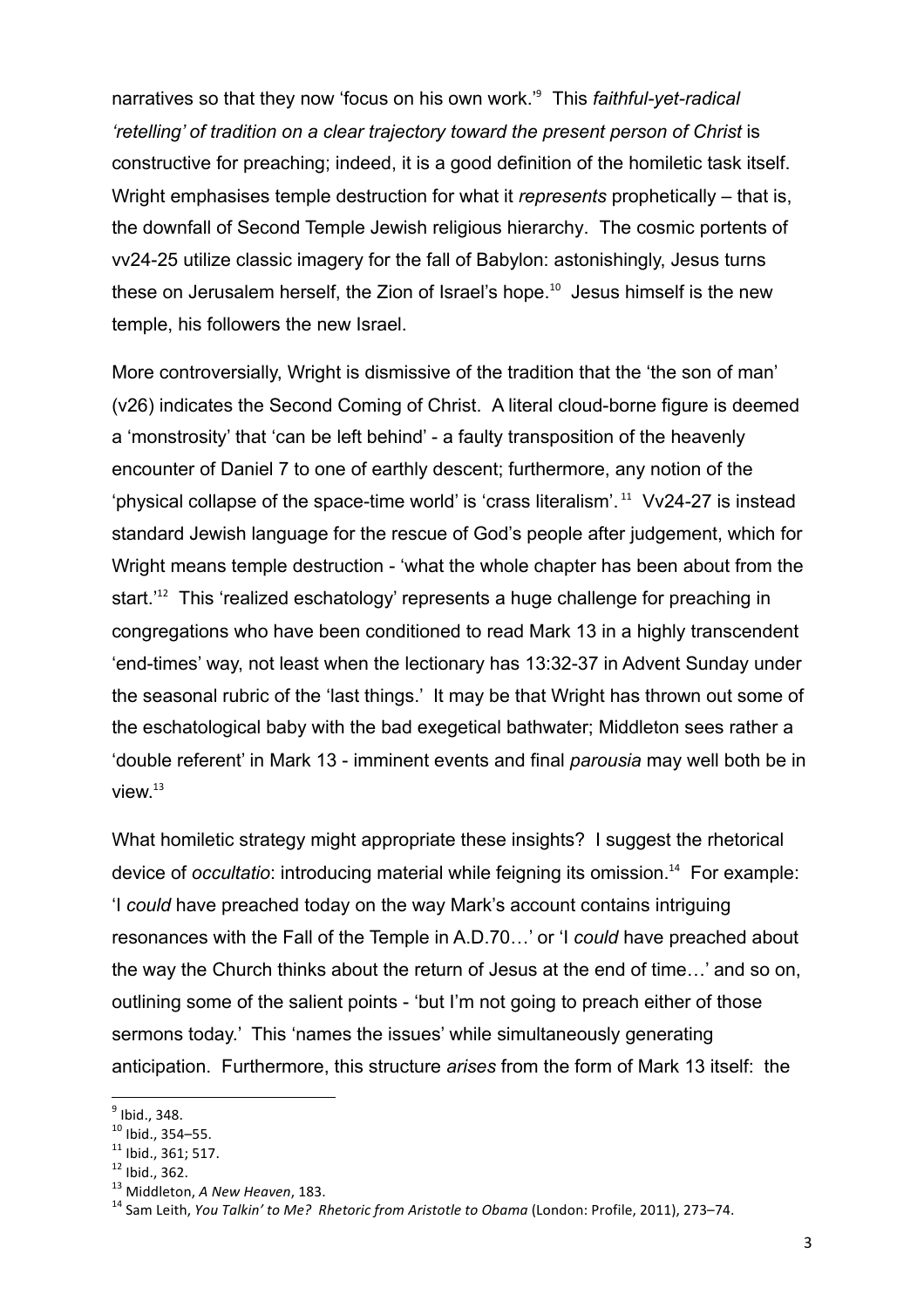narratives so that they now 'focus on his own work.'[9] This *faithful-yet-radical 'retelling' of tradition on a clear trajectory toward the present person of Christ* is constructive for preaching; indeed, it is a good definition of the homiletic task itself. Wright emphasises temple destruction for what it *represents* prophetically – that is, the downfall of Second Temple Jewish religious hierarchy. The cosmic portents of vv24-25 utilize classic imagery for the fall of Babylon: astonishingly, Jesus turns these on Jerusalem herself, the Zion of Israel's hope.[10] Jesus himself is the new temple, his followers the new Israel.

More controversially, Wright is dismissive of the tradition that the 'the son of man' (v26) indicates the Second Coming of Christ. A literal cloud-borne figure is deemed a 'monstrosity' that 'can be left behind' - a faulty transposition of the heavenly encounter of Daniel 7 to one of earthly descent; furthermore, any notion of the 'physical collapse of the space-time world' is 'crass literalism'.[11] Vv24-27 is instead standard Jewish language for the rescue of God's people after judgement, which for Wright means temple destruction - 'what the whole chapter has been about from the start.'[12] This 'realized eschatology' represents a huge challenge for preaching in congregations who have been conditioned to read Mark 13 in a highly transcendent 'end-times' way, not least when the lectionary has 13:32-37 in Advent Sunday under the seasonal rubric of the 'last things.' It may be that Wright has thrown out some of the eschatological baby with the bad exegetical bathwater; Middleton sees rather a 'double referent' in Mark 13 - imminent events and final *parousia* may well both be in view.[13]

What homiletic strategy might appropriate these insights? I suggest the rhetorical device of *occultatio*: introducing material while feigning its omission.[14] For example: 'I *could* have preached today on the way Mark's account contains intriguing resonances with the Fall of the Temple in A.D.70…' or 'I *could* have preached about the way the Church thinks about the return of Jesus at the end of time…' and so on, outlining some of the salient points - 'but I'm not going to preach either of those sermons today.' This 'names the issues' while simultaneously generating anticipation. Furthermore, this structure *arises* from the form of Mark 13 itself: the

---

[9] Ibid., 348.

[10] Ibid., 354–55.

[11] Ibid., 361; 517.

[12] Ibid., 362.

[13] Middleton, *A New Heaven*, 183.

[14] Sam Leith, *You Talkin' to Me? Rhetoric from Aristotle to Obama* (London: Profile, 2011), 273–74.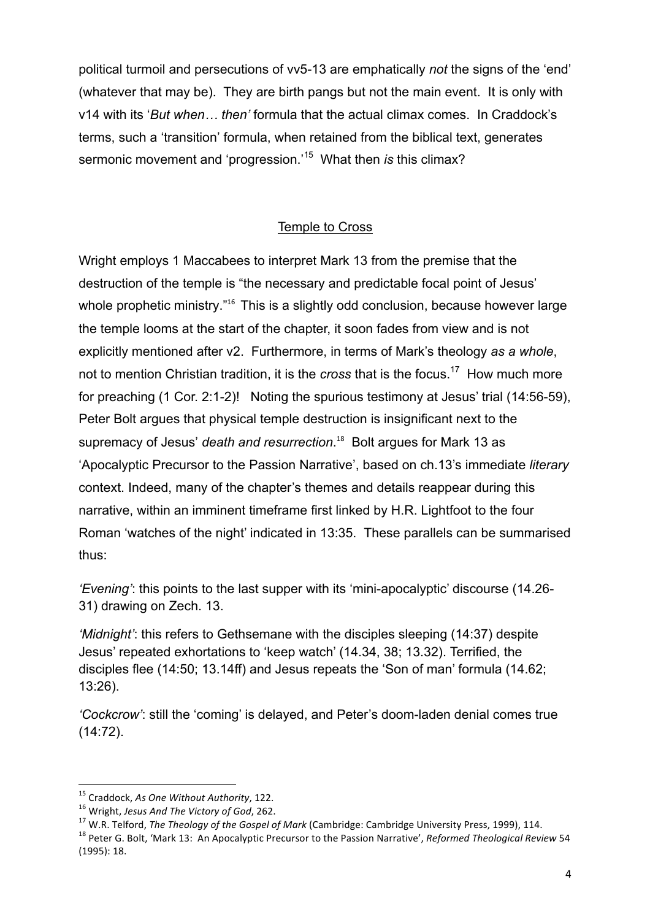political turmoil and persecutions of vv5-13 are emphatically *not* the signs of the 'end' (whatever that may be). They are birth pangs but not the main event. It is only with v14 with its '*But when… then'* formula that the actual climax comes. In Craddock's terms, such a 'transition' formula, when retained from the biblical text, generates sermonic movement and 'progression.'[15] What then *is* this climax?

## Temple to Cross

Wright employs 1 Maccabees to interpret Mark 13 from the premise that the destruction of the temple is "the necessary and predictable focal point of Jesus' whole prophetic ministry."[16] This is a slightly odd conclusion, because however large the temple looms at the start of the chapter, it soon fades from view and is not explicitly mentioned after v2. Furthermore, in terms of Mark's theology *as a whole*, not to mention Christian tradition, it is the *cross* that is the focus.[17] How much more for preaching (1 Cor. 2:1-2)! Noting the spurious testimony at Jesus' trial (14:56-59), Peter Bolt argues that physical temple destruction is insignificant next to the supremacy of Jesus' *death and resurrection*.[18] Bolt argues for Mark 13 as 'Apocalyptic Precursor to the Passion Narrative', based on ch.13's immediate *literary* context. Indeed, many of the chapter's themes and details reappear during this narrative, within an imminent timeframe first linked by H.R. Lightfoot to the four Roman 'watches of the night' indicated in 13:35. These parallels can be summarised thus:

*'Evening'*: this points to the last supper with its 'mini-apocalyptic' discourse (14.26-31) drawing on Zech. 13.

*'Midnight'*: this refers to Gethsemane with the disciples sleeping (14:37) despite Jesus' repeated exhortations to 'keep watch' (14.34, 38; 13.32). Terrified, the disciples flee (14:50; 13.14ff) and Jesus repeats the 'Son of man' formula (14.62; 13:26).

*'Cockcrow'*: still the 'coming' is delayed, and Peter's doom-laden denial comes true (14:72).

---

[15] Craddock, *As One Without Authority*, 122.

[16] Wright, *Jesus And The Victory of God*, 262.

[17] W.R. Telford, *The Theology of the Gospel of Mark* (Cambridge: Cambridge University Press, 1999), 114.

[18] Peter G. Bolt, 'Mark 13: An Apocalyptic Precursor to the Passion Narrative', *Reformed Theological Review* 54 (1995): 18.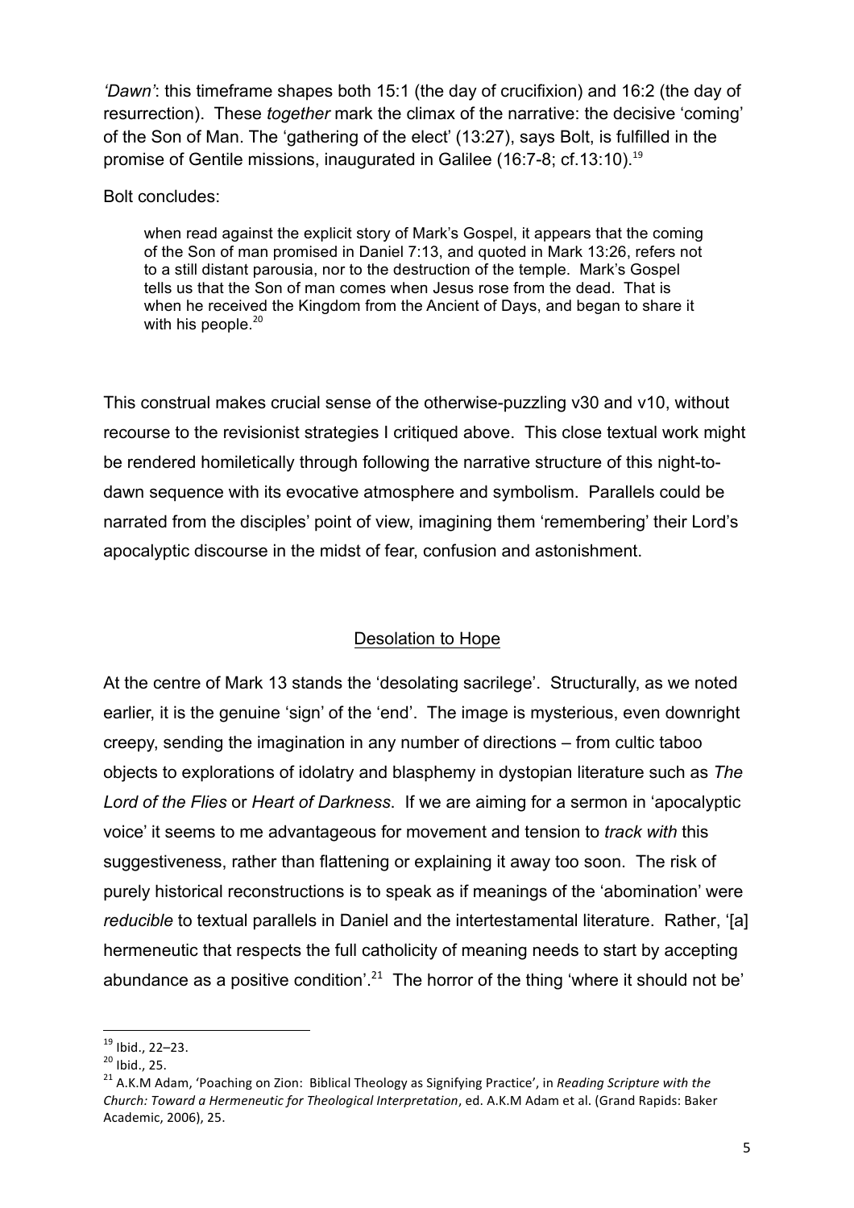*'Dawn'*: this timeframe shapes both 15:1 (the day of crucifixion) and 16:2 (the day of resurrection). These *together* mark the climax of the narrative: the decisive 'coming' of the Son of Man. The 'gathering of the elect' (13:27), says Bolt, is fulfilled in the promise of Gentile missions, inaugurated in Galilee (16:7-8; cf.13:10).[19]

Bolt concludes:

> when read against the explicit story of Mark's Gospel, it appears that the coming of the Son of man promised in Daniel 7:13, and quoted in Mark 13:26, refers not to a still distant parousia, nor to the destruction of the temple. Mark's Gospel tells us that the Son of man comes when Jesus rose from the dead. That is when he received the Kingdom from the Ancient of Days, and began to share it with his people.[20]

This construal makes crucial sense of the otherwise-puzzling v30 and v10, without recourse to the revisionist strategies I critiqued above. This close textual work might be rendered homiletically through following the narrative structure of this night-to-dawn sequence with its evocative atmosphere and symbolism. Parallels could be narrated from the disciples' point of view, imagining them 'remembering' their Lord's apocalyptic discourse in the midst of fear, confusion and astonishment.

## Desolation to Hope

At the centre of Mark 13 stands the 'desolating sacrilege'. Structurally, as we noted earlier, it is the genuine 'sign' of the 'end'. The image is mysterious, even downright creepy, sending the imagination in any number of directions – from cultic taboo objects to explorations of idolatry and blasphemy in dystopian literature such as *The Lord of the Flies* or *Heart of Darkness*. If we are aiming for a sermon in 'apocalyptic voice' it seems to me advantageous for movement and tension to *track with* this suggestiveness, rather than flattening or explaining it away too soon. The risk of purely historical reconstructions is to speak as if meanings of the 'abomination' were *reducible* to textual parallels in Daniel and the intertestamental literature. Rather, '[a] hermeneutic that respects the full catholicity of meaning needs to start by accepting abundance as a positive condition'.[21] The horror of the thing 'where it should not be'

---

[19] Ibid., 22–23.

[20] Ibid., 25.

[21] A.K.M Adam, 'Poaching on Zion: Biblical Theology as Signifying Practice', in *Reading Scripture with the Church: Toward a Hermeneutic for Theological Interpretation*, ed. A.K.M Adam et al. (Grand Rapids: Baker Academic, 2006), 25.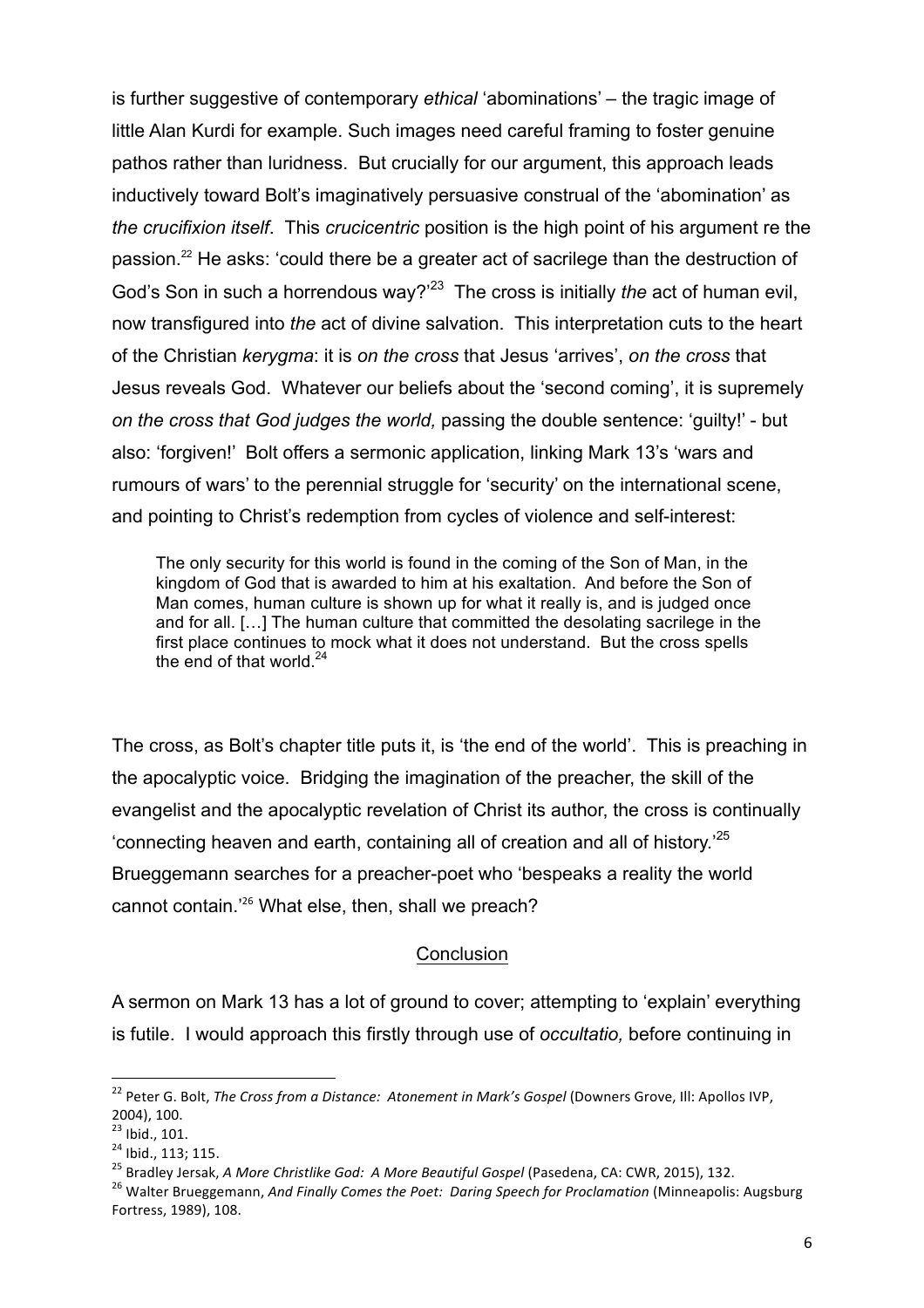is further suggestive of contemporary *ethical* 'abominations' – the tragic image of little Alan Kurdi for example. Such images need careful framing to foster genuine pathos rather than luridness. But crucially for our argument, this approach leads inductively toward Bolt's imaginatively persuasive construal of the 'abomination' as *the crucifixion itself*. This *crucicentric* position is the high point of his argument re the passion.[22] He asks: 'could there be a greater act of sacrilege than the destruction of God's Son in such a horrendous way?'[23] The cross is initially *the* act of human evil, now transfigured into *the* act of divine salvation. This interpretation cuts to the heart of the Christian *kerygma*: it is *on the cross* that Jesus 'arrives', *on the cross* that Jesus reveals God. Whatever our beliefs about the 'second coming', it is supremely *on the cross that God judges the world,* passing the double sentence: 'guilty!' - but also: 'forgiven!' Bolt offers a sermonic application, linking Mark 13's 'wars and rumours of wars' to the perennial struggle for 'security' on the international scene, and pointing to Christ's redemption from cycles of violence and self-interest:

> The only security for this world is found in the coming of the Son of Man, in the kingdom of God that is awarded to him at his exaltation. And before the Son of Man comes, human culture is shown up for what it really is, and is judged once and for all. […] The human culture that committed the desolating sacrilege in the first place continues to mock what it does not understand. But the cross spells the end of that world.[24]

The cross, as Bolt's chapter title puts it, is 'the end of the world'. This is preaching in the apocalyptic voice. Bridging the imagination of the preacher, the skill of the evangelist and the apocalyptic revelation of Christ its author, the cross is continually 'connecting heaven and earth, containing all of creation and all of history.'[25] Brueggemann searches for a preacher-poet who 'bespeaks a reality the world cannot contain.'[26] What else, then, shall we preach?

## Conclusion

A sermon on Mark 13 has a lot of ground to cover; attempting to 'explain' everything is futile. I would approach this firstly through use of *occultatio,* before continuing in

---

[22] Peter G. Bolt, *The Cross from a Distance: Atonement in Mark's Gospel* (Downers Grove, Ill: Apollos IVP, 2004), 100.

[23] Ibid., 101.

[24] Ibid., 113; 115.

[25] Bradley Jersak, *A More Christlike God: A More Beautiful Gospel* (Pasedena, CA: CWR, 2015), 132.

[26] Walter Brueggemann, *And Finally Comes the Poet: Daring Speech for Proclamation* (Minneapolis: Augsburg Fortress, 1989), 108.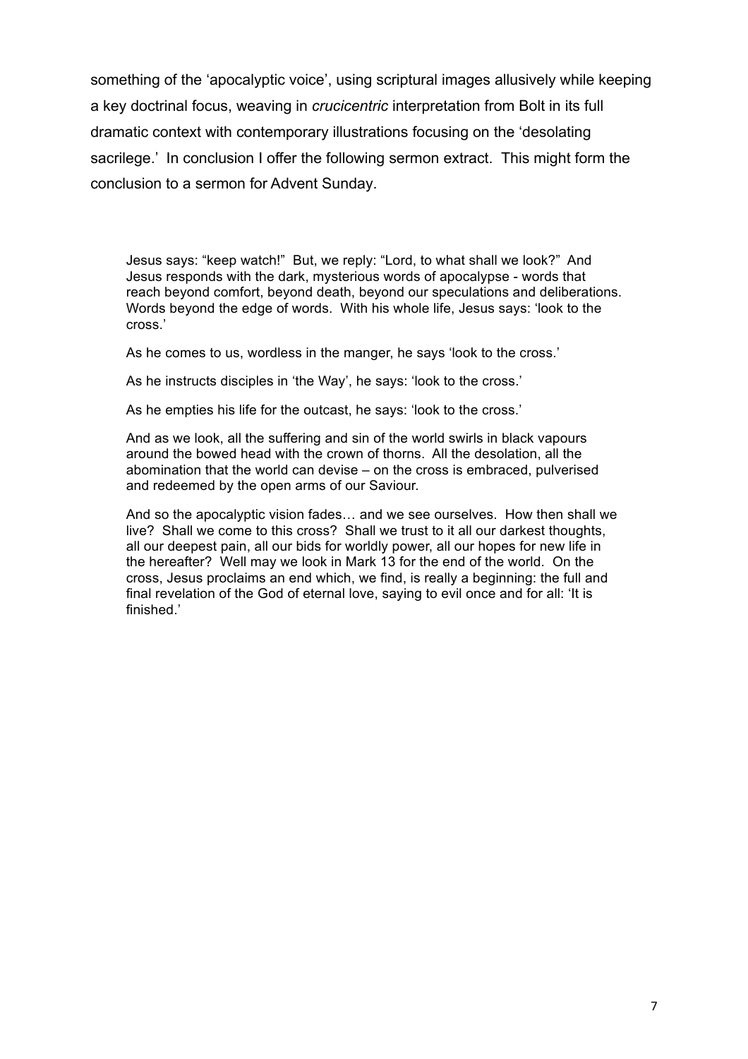something of the 'apocalyptic voice', using scriptural images allusively while keeping a key doctrinal focus, weaving in *crucicentric* interpretation from Bolt in its full dramatic context with contemporary illustrations focusing on the 'desolating sacrilege.' In conclusion I offer the following sermon extract. This might form the conclusion to a sermon for Advent Sunday.

> Jesus says: "keep watch!" But, we reply: "Lord, to what shall we look?" And Jesus responds with the dark, mysterious words of apocalypse - words that reach beyond comfort, beyond death, beyond our speculations and deliberations. Words beyond the edge of words. With his whole life, Jesus says: 'look to the cross.'
>
> As he comes to us, wordless in the manger, he says 'look to the cross.'
>
> As he instructs disciples in 'the Way', he says: 'look to the cross.'
>
> As he empties his life for the outcast, he says: 'look to the cross.'
>
> And as we look, all the suffering and sin of the world swirls in black vapours around the bowed head with the crown of thorns. All the desolation, all the abomination that the world can devise – on the cross is embraced, pulverised and redeemed by the open arms of our Saviour.
>
> And so the apocalyptic vision fades… and we see ourselves. How then shall we live? Shall we come to this cross? Shall we trust to it all our darkest thoughts, all our deepest pain, all our bids for worldly power, all our hopes for new life in the hereafter? Well may we look in Mark 13 for the end of the world. On the cross, Jesus proclaims an end which, we find, is really a beginning: the full and final revelation of the God of eternal love, saying to evil once and for all: 'It is finished.'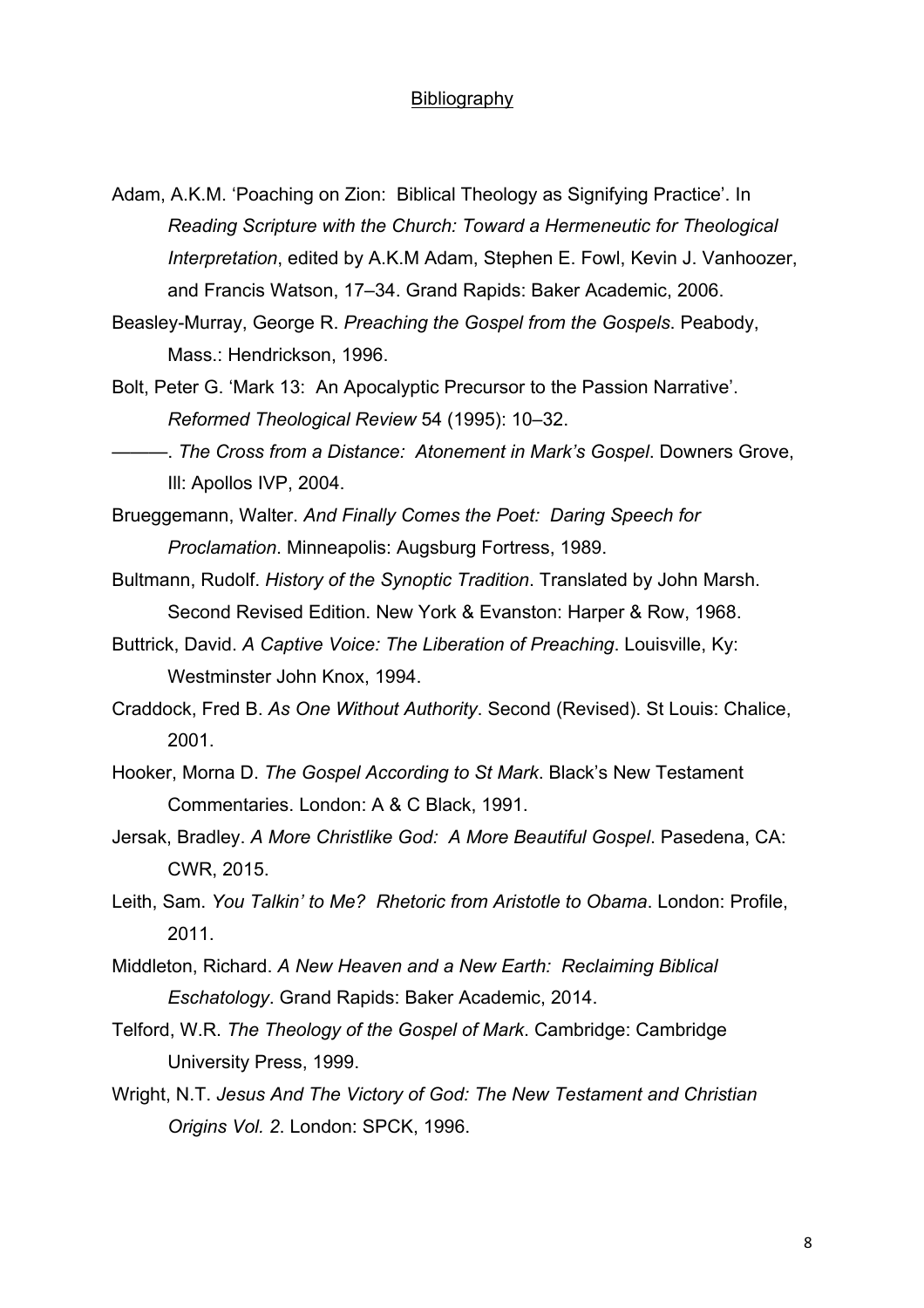# Bibliography

Adam, A.K.M. 'Poaching on Zion: Biblical Theology as Signifying Practice'. In *Reading Scripture with the Church: Toward a Hermeneutic for Theological Interpretation*, edited by A.K.M Adam, Stephen E. Fowl, Kevin J. Vanhoozer, and Francis Watson, 17–34. Grand Rapids: Baker Academic, 2006.

Beasley-Murray, George R. *Preaching the Gospel from the Gospels*. Peabody, Mass.: Hendrickson, 1996.

Bolt, Peter G. 'Mark 13: An Apocalyptic Precursor to the Passion Narrative'. *Reformed Theological Review* 54 (1995): 10–32.

———. *The Cross from a Distance: Atonement in Mark's Gospel*. Downers Grove, Ill: Apollos IVP, 2004.

Brueggemann, Walter. *And Finally Comes the Poet: Daring Speech for Proclamation*. Minneapolis: Augsburg Fortress, 1989.

Bultmann, Rudolf. *History of the Synoptic Tradition*. Translated by John Marsh. Second Revised Edition. New York & Evanston: Harper & Row, 1968.

Buttrick, David. *A Captive Voice: The Liberation of Preaching*. Louisville, Ky: Westminster John Knox, 1994.

Craddock, Fred B. *As One Without Authority*. Second (Revised). St Louis: Chalice, 2001.

Hooker, Morna D. *The Gospel According to St Mark*. Black's New Testament Commentaries. London: A & C Black, 1991.

Jersak, Bradley. *A More Christlike God: A More Beautiful Gospel*. Pasedena, CA: CWR, 2015.

Leith, Sam. *You Talkin' to Me? Rhetoric from Aristotle to Obama*. London: Profile, 2011.

Middleton, Richard. *A New Heaven and a New Earth: Reclaiming Biblical Eschatology*. Grand Rapids: Baker Academic, 2014.

Telford, W.R. *The Theology of the Gospel of Mark*. Cambridge: Cambridge University Press, 1999.

Wright, N.T. *Jesus And The Victory of God: The New Testament and Christian Origins Vol. 2*. London: SPCK, 1996.